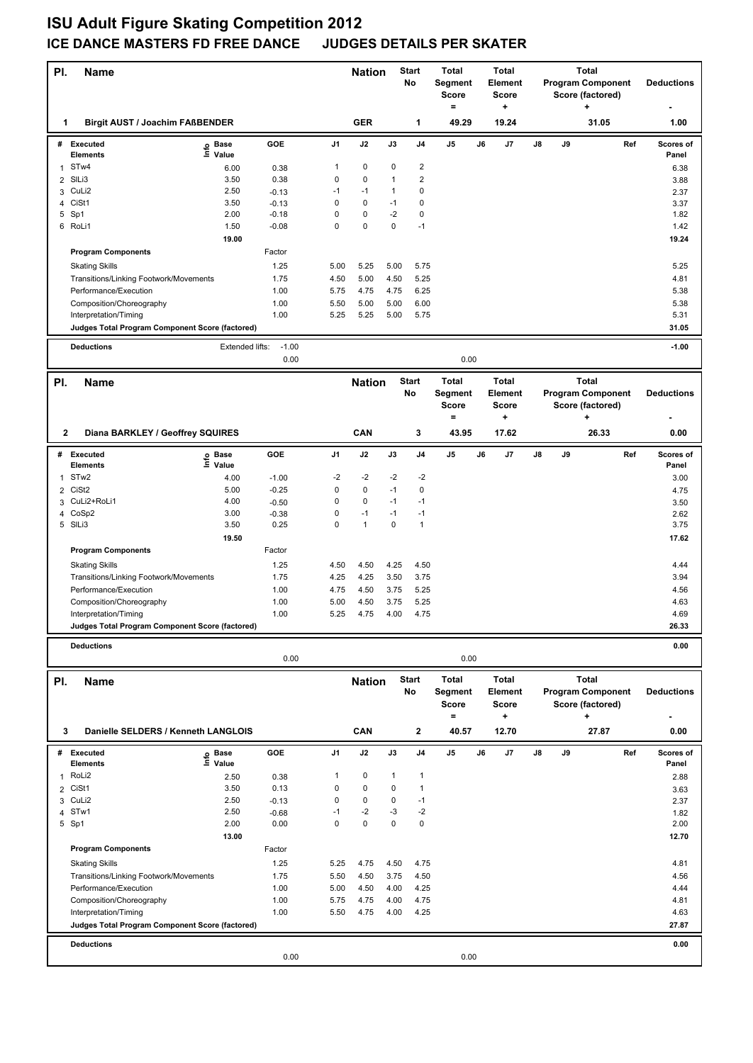# ISU Adult Figure Skating Competition 2012

## ICE DANCE MASTERS FD FREE DANCE JUDGES DETAILS PER SKATER

| Pl. | Name | Nation | Start No | Total Segment Score = | Total Element Score + | Total Program Component Score (factored) + | Deductions - |
|---|---|---|---|---|---|---|---|
| 1 | Birgit AUST / Joachim FAßBENDER | GER | 1 | 49.29 | 19.24 | 31.05 | 1.00 |

| # | Executed Elements | Info | Base Value | GOE | J1 | J2 | J3 | J4 | J5 | J6 | J7 | J8 | J9 | Ref | Scores of Panel |
|---|---|---|---|---|---|---|---|---|---|---|---|---|---|---|---|
| 1 | STw4 | | 6.00 | 0.38 | 1 | 0 | 0 | 2 | | | | | | | 6.38 |
| 2 | SlLi3 | | 3.50 | 0.38 | 0 | 0 | 1 | 2 | | | | | | | 3.88 |
| 3 | CuLi2 | | 2.50 | -0.13 | -1 | -1 | 1 | 0 | | | | | | | 2.37 |
| 4 | CiSt1 | | 3.50 | -0.13 | 0 | 0 | -1 | 0 | | | | | | | 3.37 |
| 5 | Sp1 | | 2.00 | -0.18 | 0 | 0 | -2 | 0 | | | | | | | 1.82 |
| 6 | RoLi1 | | 1.50 | -0.08 | 0 | 0 | 0 | -1 | | | | | | | 1.42 |
| | | | 19.00 | | | | | | | | | | | | 19.24 |

| Program Components | Factor | J1 | J2 | J3 | J4 | Scores of Panel |
|---|---|---|---|---|---|---|
| Skating Skills | 1.25 | 5.00 | 5.25 | 5.00 | 5.75 | 5.25 |
| Transitions/Linking Footwork/Movements | 1.75 | 4.50 | 5.00 | 4.50 | 5.25 | 4.81 |
| Performance/Execution | 1.00 | 5.75 | 4.75 | 4.75 | 6.25 | 5.38 |
| Composition/Choreography | 1.00 | 5.50 | 5.00 | 5.00 | 6.00 | 5.38 |
| Interpretation/Timing | 1.00 | 5.25 | 5.25 | 5.00 | 5.75 | 5.31 |
| Judges Total Program Component Score (factored) | | | | | | 31.05 |

**Deductions** Extended lifts: -1.00 — -1.00

0.00 0.00

| Pl. | Name | Nation | Start No | Total Segment Score = | Total Element Score + | Total Program Component Score (factored) + | Deductions - |
|---|---|---|---|---|---|---|---|
| 2 | Diana BARKLEY / Geoffrey SQUIRES | CAN | 3 | 43.95 | 17.62 | 26.33 | 0.00 |

| # | Executed Elements | Info | Base Value | GOE | J1 | J2 | J3 | J4 | J5 | J6 | J7 | J8 | J9 | Ref | Scores of Panel |
|---|---|---|---|---|---|---|---|---|---|---|---|---|---|---|---|
| 1 | STw2 | | 4.00 | -1.00 | -2 | -2 | -2 | -2 | | | | | | | 3.00 |
| 2 | CiSt2 | | 5.00 | -0.25 | 0 | 0 | -1 | 0 | | | | | | | 4.75 |
| 3 | CuLi2+RoLi1 | | 4.00 | -0.50 | 0 | 0 | -1 | -1 | | | | | | | 3.50 |
| 4 | CoSp2 | | 3.00 | -0.38 | 0 | -1 | -1 | -1 | | | | | | | 2.62 |
| 5 | SlLi3 | | 3.50 | 0.25 | 0 | 1 | 0 | 1 | | | | | | | 3.75 |
| | | | 19.50 | | | | | | | | | | | | 17.62 |

| Program Components | Factor | J1 | J2 | J3 | J4 | Scores of Panel |
|---|---|---|---|---|---|---|
| Skating Skills | 1.25 | 4.50 | 4.50 | 4.25 | 4.50 | 4.44 |
| Transitions/Linking Footwork/Movements | 1.75 | 4.25 | 4.25 | 3.50 | 3.75 | 3.94 |
| Performance/Execution | 1.00 | 4.75 | 4.50 | 3.75 | 5.25 | 4.56 |
| Composition/Choreography | 1.00 | 5.00 | 4.50 | 3.75 | 5.25 | 4.63 |
| Interpretation/Timing | 1.00 | 5.25 | 4.75 | 4.00 | 4.75 | 4.69 |
| Judges Total Program Component Score (factored) | | | | | | 26.33 |

**Deductions** 0.00

0.00 0.00

| Pl. | Name | Nation | Start No | Total Segment Score = | Total Element Score + | Total Program Component Score (factored) + | Deductions - |
|---|---|---|---|---|---|---|---|
| 3 | Danielle SELDERS / Kenneth LANGLOIS | CAN | 2 | 40.57 | 12.70 | 27.87 | 0.00 |

| # | Executed Elements | Info | Base Value | GOE | J1 | J2 | J3 | J4 | J5 | J6 | J7 | J8 | J9 | Ref | Scores of Panel |
|---|---|---|---|---|---|---|---|---|---|---|---|---|---|---|---|
| 1 | RoLi2 | | 2.50 | 0.38 | 1 | 0 | 1 | 1 | | | | | | | 2.88 |
| 2 | CiSt1 | | 3.50 | 0.13 | 0 | 0 | 0 | 1 | | | | | | | 3.63 |
| 3 | CuLi2 | | 2.50 | -0.13 | 0 | 0 | 0 | -1 | | | | | | | 2.37 |
| 4 | STw1 | | 2.50 | -0.68 | -1 | -2 | -3 | -2 | | | | | | | 1.82 |
| 5 | Sp1 | | 2.00 | 0.00 | 0 | 0 | 0 | 0 | | | | | | | 2.00 |
| | | | 13.00 | | | | | | | | | | | | 12.70 |

| Program Components | Factor | J1 | J2 | J3 | J4 | Scores of Panel |
|---|---|---|---|---|---|---|
| Skating Skills | 1.25 | 5.25 | 4.75 | 4.50 | 4.75 | 4.81 |
| Transitions/Linking Footwork/Movements | 1.75 | 5.50 | 4.50 | 3.75 | 4.50 | 4.56 |
| Performance/Execution | 1.00 | 5.00 | 4.50 | 4.00 | 4.25 | 4.44 |
| Composition/Choreography | 1.00 | 5.75 | 4.75 | 4.00 | 4.75 | 4.81 |
| Interpretation/Timing | 1.00 | 5.50 | 4.75 | 4.00 | 4.25 | 4.63 |
| Judges Total Program Component Score (factored) | | | | | | 27.87 |

**Deductions** 0.00

0.00 0.00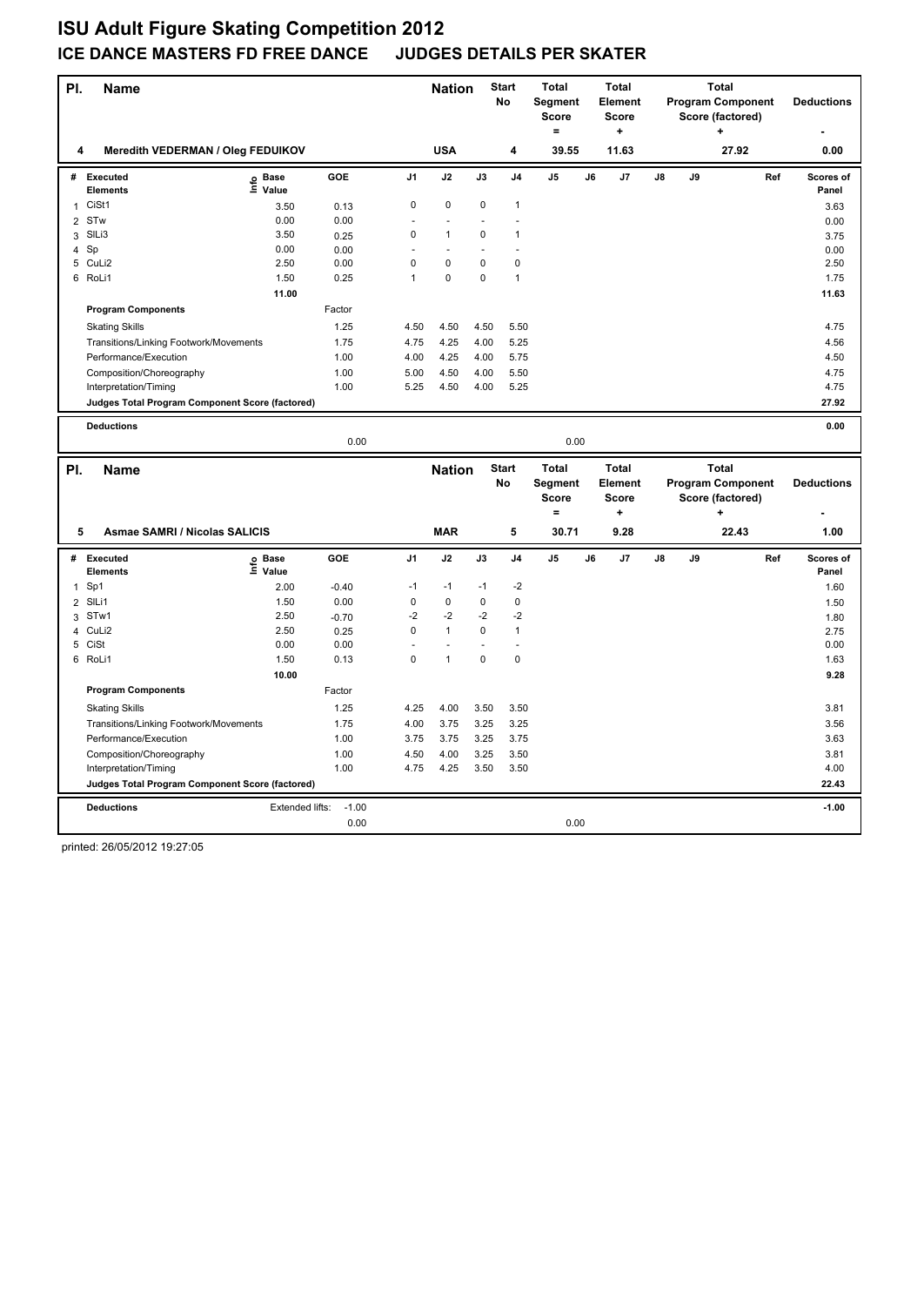# ISU Adult Figure Skating Competition 2012

## ICE DANCE MASTERS FD FREE DANCE JUDGES DETAILS PER SKATER

| Pl. | Name | Nation | Start No | Total Segment Score = | Total Element Score + | Total Program Component Score (factored) + | Deductions - |
|---|---|---|---|---|---|---|---|
| 4 | Meredith VEDERMAN / Oleg FEDUIKOV | USA | 4 | 39.55 | 11.63 | 27.92 | 0.00 |

| # | Executed Elements | Info | Base Value | GOE | J1 | J2 | J3 | J4 | J5 | J6 | J7 | J8 | J9 | Ref | Scores of Panel |
|---|---|---|---|---|---|---|---|---|---|---|---|---|---|---|---|
| 1 | CiSt1 | | 3.50 | 0.13 | 0 | 0 | 0 | 1 | | | | | | | 3.63 |
| 2 | STw | | 0.00 | 0.00 | - | - | - | - | | | | | | | 0.00 |
| 3 | SlLi3 | | 3.50 | 0.25 | 0 | 1 | 0 | 1 | | | | | | | 3.75 |
| 4 | Sp | | 0.00 | 0.00 | - | - | - | - | | | | | | | 0.00 |
| 5 | CuLi2 | | 2.50 | 0.00 | 0 | 0 | 0 | 0 | | | | | | | 2.50 |
| 6 | RoLi1 | | 1.50 | 0.25 | 1 | 0 | 0 | 1 | | | | | | | 1.75 |
| | | | 11.00 | | | | | | | | | | | | 11.63 |

| Program Components | Factor | J1 | J2 | J3 | J4 | J5 | J6 | J7 | J8 | J9 | Scores of Panel |
|---|---|---|---|---|---|---|---|---|---|---|---|
| Skating Skills | 1.25 | 4.50 | 4.50 | 4.50 | 5.50 | | | | | | 4.75 |
| Transitions/Linking Footwork/Movements | 1.75 | 4.75 | 4.25 | 4.00 | 5.25 | | | | | | 4.56 |
| Performance/Execution | 1.00 | 4.00 | 4.25 | 4.00 | 5.75 | | | | | | 4.50 |
| Composition/Choreography | 1.00 | 5.00 | 4.50 | 4.00 | 5.50 | | | | | | 4.75 |
| Interpretation/Timing | 1.00 | 5.25 | 4.50 | 4.00 | 5.25 | | | | | | 4.75 |
| Judges Total Program Component Score (factored) | | | | | | | | | | | 27.92 |

| Deductions | | | |
|---|---|---|---|
| | 0.00 | 0.00 | 0.00 |

| Pl. | Name | Nation | Start No | Total Segment Score = | Total Element Score + | Total Program Component Score (factored) + | Deductions - |
|---|---|---|---|---|---|---|---|
| 5 | Asmae SAMRI / Nicolas SALICIS | MAR | 5 | 30.71 | 9.28 | 22.43 | 1.00 |

| # | Executed Elements | Info | Base Value | GOE | J1 | J2 | J3 | J4 | J5 | J6 | J7 | J8 | J9 | Ref | Scores of Panel |
|---|---|---|---|---|---|---|---|---|---|---|---|---|---|---|---|
| 1 | Sp1 | | 2.00 | -0.40 | -1 | -1 | -1 | -2 | | | | | | | 1.60 |
| 2 | SlLi1 | | 1.50 | 0.00 | 0 | 0 | 0 | 0 | | | | | | | 1.50 |
| 3 | STw1 | | 2.50 | -0.70 | -2 | -2 | -2 | -2 | | | | | | | 1.80 |
| 4 | CuLi2 | | 2.50 | 0.25 | 0 | 1 | 0 | 1 | | | | | | | 2.75 |
| 5 | CiSt | | 0.00 | 0.00 | - | - | - | - | | | | | | | 0.00 |
| 6 | RoLi1 | | 1.50 | 0.13 | 0 | 1 | 0 | 0 | | | | | | | 1.63 |
| | | | 10.00 | | | | | | | | | | | | 9.28 |

| Program Components | Factor | J1 | J2 | J3 | J4 | J5 | J6 | J7 | J8 | J9 | Scores of Panel |
|---|---|---|---|---|---|---|---|---|---|---|---|
| Skating Skills | 1.25 | 4.25 | 4.00 | 3.50 | 3.50 | | | | | | 3.81 |
| Transitions/Linking Footwork/Movements | 1.75 | 4.00 | 3.75 | 3.25 | 3.25 | | | | | | 3.56 |
| Performance/Execution | 1.00 | 3.75 | 3.75 | 3.25 | 3.75 | | | | | | 3.63 |
| Composition/Choreography | 1.00 | 4.50 | 4.00 | 3.25 | 3.50 | | | | | | 3.81 |
| Interpretation/Timing | 1.00 | 4.75 | 4.25 | 3.50 | 3.50 | | | | | | 4.00 |
| Judges Total Program Component Score (factored) | | | | | | | | | | | 22.43 |

| Deductions | | | |
|---|---|---|---|
| Extended lifts: | -1.00 | | -1.00 |
| | 0.00 | 0.00 | |

printed: 26/05/2012 19:27:05